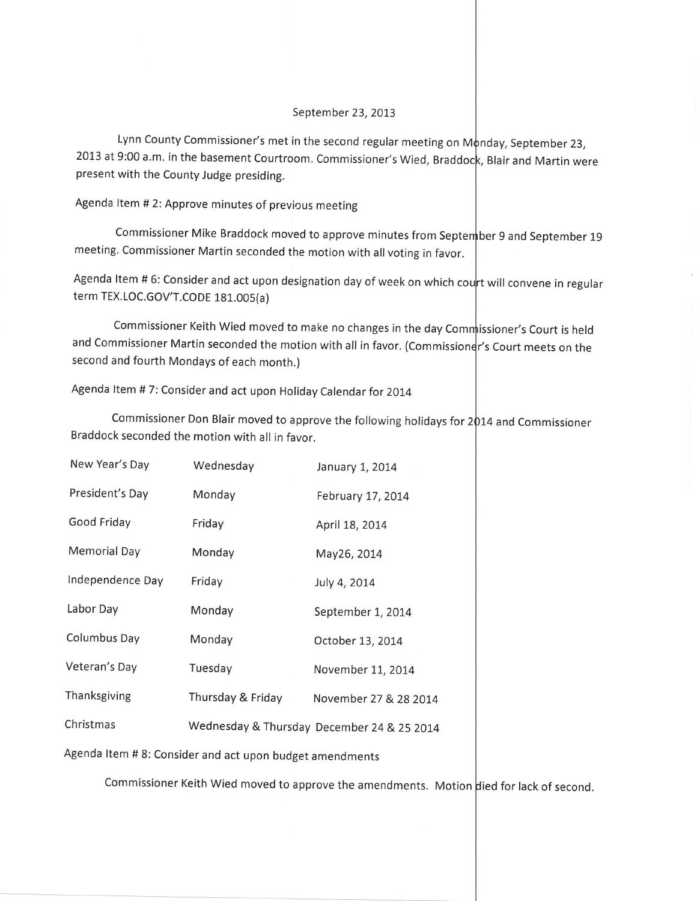September 23, 2013

Lynn County Commissioner's met in the second regular meeting on Monday, September 23, 2013 at 9:00 a.m. in the basement Courtroom. Commissioner's Wied, Braddock, Blair and Martin were present with the County Judge presiding.

Agenda Item # 2: Approve minutes of previous meeting

Commissioner Mike Braddock moved to approve minutes from September 9 and September 19 meeting. Commissioner Martin seconded the motion with all voting in favor.

Agenda Item # 6: Consider and act upon designation day of week on which court will convene in regular term TEX.LOC.GOV'T.CODE 181.005(a)

Commissioner Keith Wied moved to make no changes in the day Commissioner's Court is held and Commissioner Martin seconded the motion with all in favor. (Commissioner's Court meets on the second and fourth Mondays of each month.)

Agenda Item # 7: Consider and act upon Holiday Calendar for 2014

Commissioner Don Blair moved to approve the following holidays for 2014 and Commissioner Braddock seconded the motion with all in favor.

| | | |
|---|---|---|
| New Year's Day | Wednesday | January 1, 2014 |
| President's Day | Monday | February 17, 2014 |
| Good Friday | Friday | April 18, 2014 |
| Memorial Day | Monday | May26, 2014 |
| Independence Day | Friday | July 4, 2014 |
| Labor Day | Monday | September 1, 2014 |
| Columbus Day | Monday | October 13, 2014 |
| Veteran's Day | Tuesday | November 11, 2014 |
| Thanksgiving | Thursday & Friday | November 27 & 28 2014 |
| Christmas | Wednesday & Thursday | December 24 & 25 2014 |

Agenda Item # 8: Consider and act upon budget amendments

Commissioner Keith Wied moved to approve the amendments. Motion died for lack of second.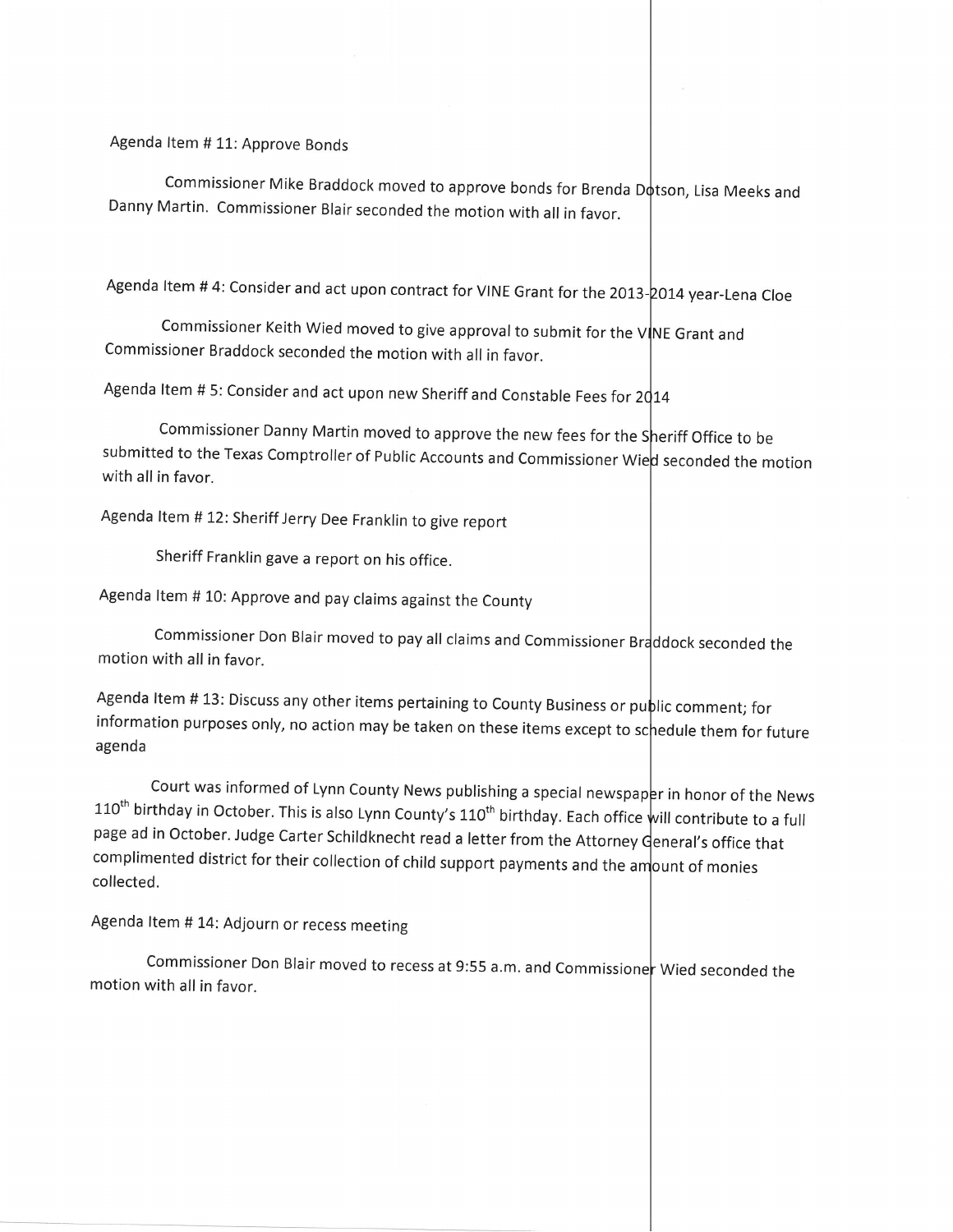Agenda Item # 11: Approve Bonds

Commissioner Mike Braddock moved to approve bonds for Brenda Dotson, Lisa Meeks and Danny Martin. Commissioner Blair seconded the motion with all in favor.

Agenda Item # 4: Consider and act upon contract for VINE Grant for the 2013-2014 year-Lena Cloe

Commissioner Keith Wied moved to give approval to submit for the VINE Grant and Commissioner Braddock seconded the motion with all in favor.

Agenda Item # 5: Consider and act upon new Sheriff and Constable Fees for 2014

Commissioner Danny Martin moved to approve the new fees for the Sheriff Office to be submitted to the Texas Comptroller of Public Accounts and Commissioner Wied seconded the motion with all in favor.

Agenda Item # 12: Sheriff Jerry Dee Franklin to give report

Sheriff Franklin gave a report on his office.

Agenda Item # 10: Approve and pay claims against the County

Commissioner Don Blair moved to pay all claims and Commissioner Braddock seconded the motion with all in favor.

Agenda Item # 13: Discuss any other items pertaining to County Business or public comment; for information purposes only, no action may be taken on these items except to schedule them for future agenda

Court was informed of Lynn County News publishing a special newspaper in honor of the News 110th birthday in October. This is also Lynn County's 110th birthday. Each office will contribute to a full page ad in October. Judge Carter Schildknecht read a letter from the Attorney General's office that complimented district for their collection of child support payments and the amount of monies collected.

Agenda Item # 14: Adjourn or recess meeting

Commissioner Don Blair moved to recess at 9:55 a.m. and Commissioner Wied seconded the motion with all in favor.